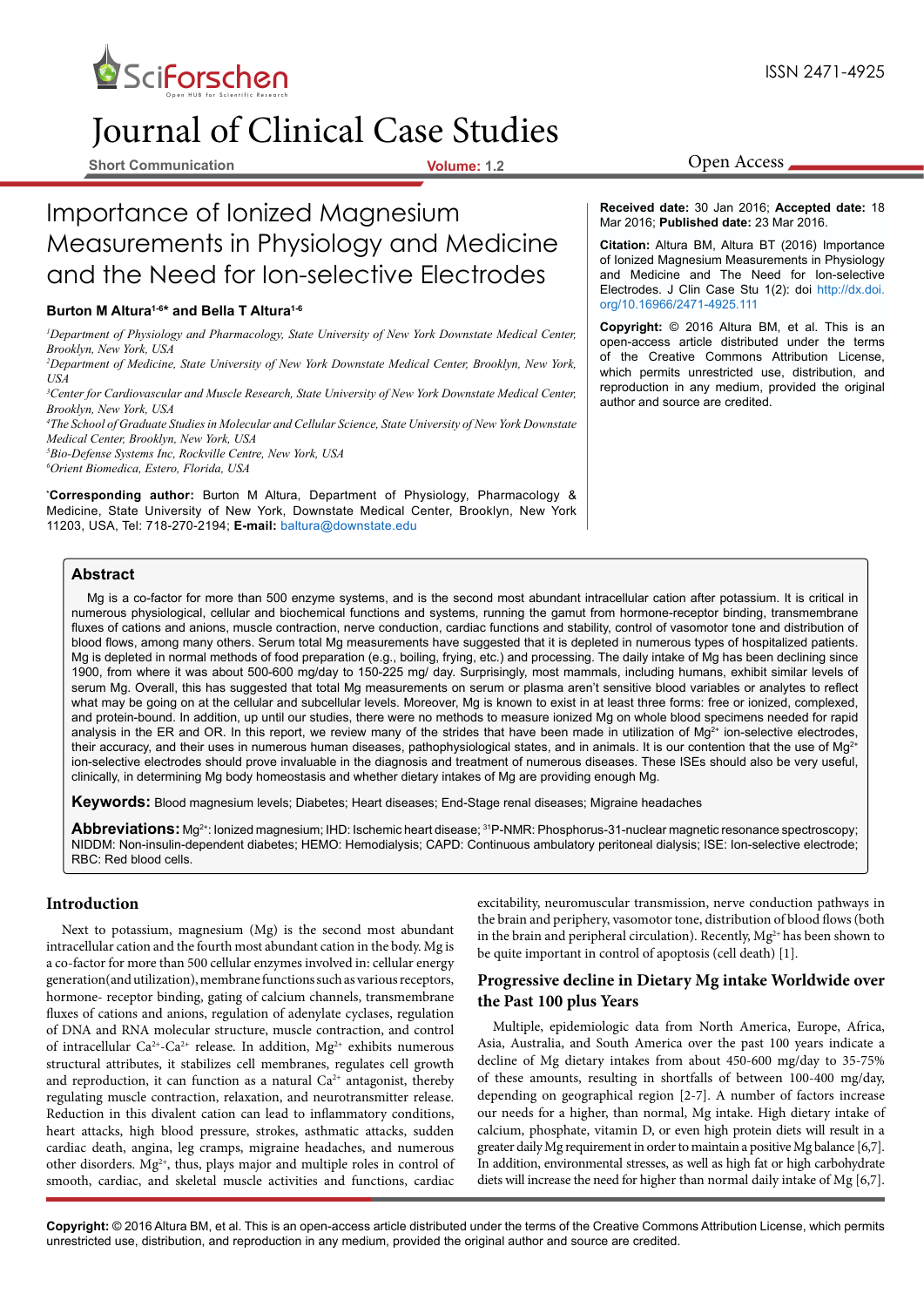# Importance of Ionized Magnesium Measurements in Physiology and Medicine and the Need for Ion-selective Electrodes

**Burton M Altura[1-6]* and Bella T Altura[1-6]**

[1]*Department of Physiology and Pharmacology, State University of New York Downstate Medical Center, Brooklyn, New York, USA*
[2]*Department of Medicine, State University of New York Downstate Medical Center, Brooklyn, New York, USA*
[3]*Center for Cardiovascular and Muscle Research, State University of New York Downstate Medical Center, Brooklyn, New York, USA*
[4]*The School of Graduate Studies in Molecular and Cellular Science, State University of New York Downstate Medical Center, Brooklyn, New York, USA*
[5]*Bio-Defense Systems Inc, Rockville Centre, New York, USA*
[6]*Orient Biomedica, Estero, Florida, USA*

***Corresponding author:** Burton M Altura, Department of Physiology, Pharmacology & Medicine, State University of New York, Downstate Medical Center, Brooklyn, New York 11203, USA, Tel: 718-270-2194; **E-mail:** baltura@downstate.edu

**Received date:** 30 Jan 2016; **Accepted date:** 18 Mar 2016; **Published date:** 23 Mar 2016.

**Citation:** Altura BM, Altura BT (2016) Importance of Ionized Magnesium Measurements in Physiology and Medicine and The Need for Ion-selective Electrodes. J Clin Case Stu 1(2): doi http://dx.doi.org/10.16966/2471-4925.111

**Copyright:** © 2016 Altura BM, et al. This is an open-access article distributed under the terms of the Creative Commons Attribution License, which permits unrestricted use, distribution, and reproduction in any medium, provided the original author and source are credited.

## Abstract

Mg is a co-factor for more than 500 enzyme systems, and is the second most abundant intracellular cation after potassium. It is critical in numerous physiological, cellular and biochemical functions and systems, running the gamut from hormone-receptor binding, transmembrane fluxes of cations and anions, muscle contraction, nerve conduction, cardiac functions and stability, control of vasomotor tone and distribution of blood flows, among many others. Serum total Mg measurements have suggested that it is depleted in numerous types of hospitalized patients. Mg is depleted in normal methods of food preparation (e.g., boiling, frying, etc.) and processing. The daily intake of Mg has been declining since 1900, from where it was about 500-600 mg/day to 150-225 mg/ day. Surprisingly, most mammals, including humans, exhibit similar levels of serum Mg. Overall, this has suggested that total Mg measurements on serum or plasma aren't sensitive blood variables or analytes to reflect what may be going on at the cellular and subcellular levels. Moreover, Mg is known to exist in at least three forms: free or ionized, complexed, and protein-bound. In addition, up until our studies, there were no methods to measure ionized Mg on whole blood specimens needed for rapid analysis in the ER and OR. In this report, we review many of the strides that have been made in utilization of $Mg^{2+}$ ion-selective electrodes, their accuracy, and their uses in numerous human diseases, pathophysiological states, and in animals. It is our contention that the use of $Mg^{2+}$ ion-selective electrodes should prove invaluable in the diagnosis and treatment of numerous diseases. These ISEs should also be very useful, clinically, in determining Mg body homeostasis and whether dietary intakes of Mg are providing enough Mg.

**Keywords:** Blood magnesium levels; Diabetes; Heart diseases; End-Stage renal diseases; Migraine headaches

**Abbreviations:** $Mg^{2+}$: Ionized magnesium; IHD: Ischemic heart disease; $^{31}$P-NMR: Phosphorus-31-nuclear magnetic resonance spectroscopy; NIDDM: Non-insulin-dependent diabetes; HEMO: Hemodialysis; CAPD: Continuous ambulatory peritoneal dialysis; ISE: Ion-selective electrode; RBC: Red blood cells.

## Introduction

Next to potassium, magnesium (Mg) is the second most abundant intracellular cation and the fourth most abundant cation in the body. Mg is a co-factor for more than 500 cellular enzymes involved in: cellular energy generation (and utilization), membrane functions such as various receptors, hormone- receptor binding, gating of calcium channels, transmembrane fluxes of cations and anions, regulation of adenylate cyclases, regulation of DNA and RNA molecular structure, muscle contraction, and control of intracellular $Ca^{2+}$-$Ca^{2+}$ release. In addition, $Mg^{2+}$ exhibits numerous structural attributes, it stabilizes cell membranes, regulates cell growth and reproduction, it can function as a natural $Ca^{2+}$ antagonist, thereby regulating muscle contraction, relaxation, and neurotransmitter release. Reduction in this divalent cation can lead to inflammatory conditions, heart attacks, high blood pressure, strokes, asthmatic attacks, sudden cardiac death, angina, leg cramps, migraine headaches, and numerous other disorders. $Mg^{2+}$, thus, plays major and multiple roles in control of smooth, cardiac, and skeletal muscle activities and functions, cardiac excitability, neuromuscular transmission, nerve conduction pathways in the brain and periphery, vasomotor tone, distribution of blood flows (both in the brain and peripheral circulation). Recently, $Mg^{2+}$ has been shown to be quite important in control of apoptosis (cell death) [1].

## Progressive decline in Dietary Mg intake Worldwide over the Past 100 plus Years

Multiple, epidemiologic data from North America, Europe, Africa, Asia, Australia, and South America over the past 100 years indicate a decline of Mg dietary intakes from about 450-600 mg/day to 35-75% of these amounts, resulting in shortfalls of between 100-400 mg/day, depending on geographical region [2-7]. A number of factors increase our needs for a higher, than normal, Mg intake. High dietary intake of calcium, phosphate, vitamin D, or even high protein diets will result in a greater daily Mg requirement in order to maintain a positive Mg balance [6,7]. In addition, environmental stresses, as well as high fat or high carbohydrate diets will increase the need for higher than normal daily intake of Mg [6,7].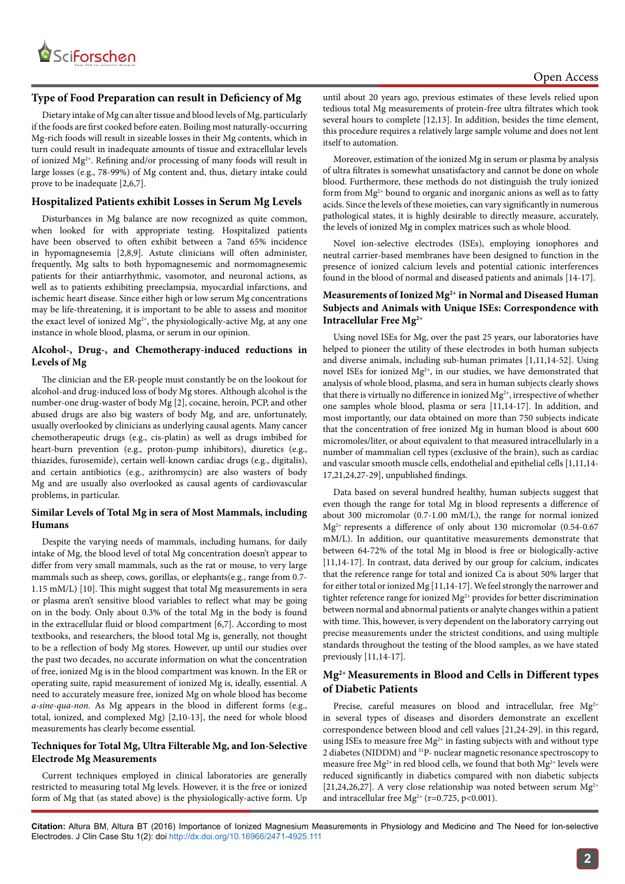## Type of Food Preparation can result in Deficiency of Mg

Dietary intake of Mg can alter tissue and blood levels of Mg, particularly if the foods are first cooked before eaten. Boiling most naturally-occurring Mg-rich foods will result in sizeable losses in their Mg contents, which in turn could result in inadequate amounts of tissue and extracellular levels of ionized $Mg^{2+}$. Refining and/or processing of many foods will result in large losses (e.g., 78-99%) of Mg content and, thus, dietary intake could prove to be inadequate [2,6,7].

## Hospitalized Patients exhibit Losses in Serum Mg Levels

Disturbances in Mg balance are now recognized as quite common, when looked for with appropriate testing. Hospitalized patients have been observed to often exhibit between a 7and 65% incidence in hypomagnesemia [2,8,9]. Astute clinicians will often administer, frequently, Mg salts to both hypomagnesemic and normomagnesemic patients for their antiarrhythmic, vasomotor, and neuronal actions, as well as to patients exhibiting preeclampsia, myocardial infarctions, and ischemic heart disease. Since either high or low serum Mg concentrations may be life-threatening, it is important to be able to assess and monitor the exact level of ionized $Mg^{2+}$, the physiologically-active Mg, at any one instance in whole blood, plasma, or serum in our opinion.

## Alcohol-, Drug-, and Chemotherapy-induced reductions in Levels of Mg

The clinician and the ER-people must constantly be on the lookout for alcohol-and drug-induced loss of body Mg stores. Although alcohol is the number-one drug-waster of body Mg [2], cocaine, heroin, PCP, and other abused drugs are also big wasters of body Mg, and are, unfortunately, usually overlooked by clinicians as underlying causal agents. Many cancer chemotherapeutic drugs (e.g., cis-platin) as well as drugs imbibed for heart-burn prevention (e.g., proton-pump inhibitors), diuretics (e.g., thiazides, furosemide), certain well-known cardiac drugs (e.g., digitalis), and certain antibiotics (e.g., azithromycin) are also wasters of body Mg and are usually also overlooked as causal agents of cardiovascular problems, in particular.

## Similar Levels of Total Mg in sera of Most Mammals, including Humans

Despite the varying needs of mammals, including humans, for daily intake of Mg, the blood level of total Mg concentration doesn't appear to differ from very small mammals, such as the rat or mouse, to very large mammals such as sheep, cows, gorillas, or elephants(e.g., range from 0.7-1.15 mM/L) [10]. This might suggest that total Mg measurements in sera or plasma aren't sensitive blood variables to reflect what may be going on in the body. Only about 0.3% of the total Mg in the body is found in the extracellular fluid or blood compartment [6,7]. According to most textbooks, and researchers, the blood total Mg is, generally, not thought to be a reflection of body Mg stores. However, up until our studies over the past two decades, no accurate information on what the concentration of free, ionized Mg is in the blood compartment was known. In the ER or operating suite, rapid measurement of ionized Mg is, ideally, essential. A need to accurately measure free, ionized Mg on whole blood has become *a-sine-qua-non*. As Mg appears in the blood in different forms (e.g., total, ionized, and complexed Mg) [2,10-13], the need for whole blood measurements has clearly become essential.

## Techniques for Total Mg, Ultra Filterable Mg, and Ion-Selective Electrode Mg Measurements

Current techniques employed in clinical laboratories are generally restricted to measuring total Mg levels. However, it is the free or ionized form of Mg that (as stated above) is the physiologically-active form. Up until about 20 years ago, previous estimates of these levels relied upon tedious total Mg measurements of protein-free ultra filtrates which took several hours to complete [12,13]. In addition, besides the time element, this procedure requires a relatively large sample volume and does not lent itself to automation.

Moreover, estimation of the ionized Mg in serum or plasma by analysis of ultra filtrates is somewhat unsatisfactory and cannot be done on whole blood. Furthermore, these methods do not distinguish the truly ionized form from $Mg^{2+}$ bound to organic and inorganic anions as well as to fatty acids. Since the levels of these moieties, can vary significantly in numerous pathological states, it is highly desirable to directly measure, accurately, the levels of ionized Mg in complex matrices such as whole blood.

Novel ion-selective electrodes (ISEs), employing ionophores and neutral carrier-based membranes have been designed to function in the presence of ionized calcium levels and potential cationic interferences found in the blood of normal and diseased patients and animals [14-17].

## Measurements of Ionized $Mg^{2+}$ in Normal and Diseased Human Subjects and Animals with Unique ISEs: Correspondence with Intracellular Free $Mg^{2+}$

Using novel ISEs for Mg, over the past 25 years, our laboratories have helped to pioneer the utility of these electrodes in both human subjects and diverse animals, including sub-human primates [1,11,14-52]. Using novel ISEs for ionized $Mg^{2+}$, in our studies, we have demonstrated that analysis of whole blood, plasma, and sera in human subjects clearly shows that there is virtually no difference in ionized $Mg^{2+}$, irrespective of whether one samples whole blood, plasma or sera [11,14-17]. In addition, and most importantly, our data obtained on more than 750 subjects indicate that the concentration of free ionized Mg in human blood is about 600 micromoles/liter, or about equivalent to that measured intracellularly in a number of mammalian cell types (exclusive of the brain), such as cardiac and vascular smooth muscle cells, endothelial and epithelial cells [1,11,14-17,21,24,27-29], unpublished findings.

Data based on several hundred healthy, human subjects suggest that even though the range for total Mg in blood represents a difference of about 300 micromolar (0.7-1.00 mM/L), the range for normal ionized $Mg^{2+}$ represents a difference of only about 130 micromolar (0.54-0.67 mM/L). In addition, our quantitative measurements demonstrate that between 64-72% of the total Mg in blood is free or biologically-active [11,14-17]. In contrast, data derived by our group for calcium, indicates that the reference range for total and ionized Ca is about 50% larger that for either total or ionized Mg [11,14-17]. We feel strongly the narrower and tighter reference range for ionized $Mg^{2+}$ provides for better discrimination between normal and abnormal patients or analyte changes within a patient with time. This, however, is very dependent on the laboratory carrying out precise measurements under the strictest conditions, and using multiple standards throughout the testing of the blood samples, as we have stated previously [11,14-17].

## $Mg^{2+}$ Measurements in Blood and Cells in Different types of Diabetic Patients

Precise, careful measures on blood and intracellular, free $Mg^{2+}$ in several types of diseases and disorders demonstrate an excellent correspondence between blood and cell values [21,24-29]. in this regard, using ISEs to measure free $Mg^{2+}$ in fasting subjects with and without type 2 diabetes (NIDDM) and $^{31}P$- nuclear magnetic resonance spectroscopy to measure free $Mg^{2+}$ in red blood cells, we found that both $Mg^{2+}$ levels were reduced significantly in diabetics compared with non diabetic subjects [21,24,26,27]. A very close relationship was noted between serum $Mg^{2+}$ and intracellular free $Mg^{2+}$ ($r=0.725$, $p<0.001$).

**Citation:** Altura BM, Altura BT (2016) Importance of Ionized Magnesium Measurements in Physiology and Medicine and The Need for Ion-selective Electrodes. J Clin Case Stu 1(2): doi http://dx.doi.org/10.16966/2471-4925.111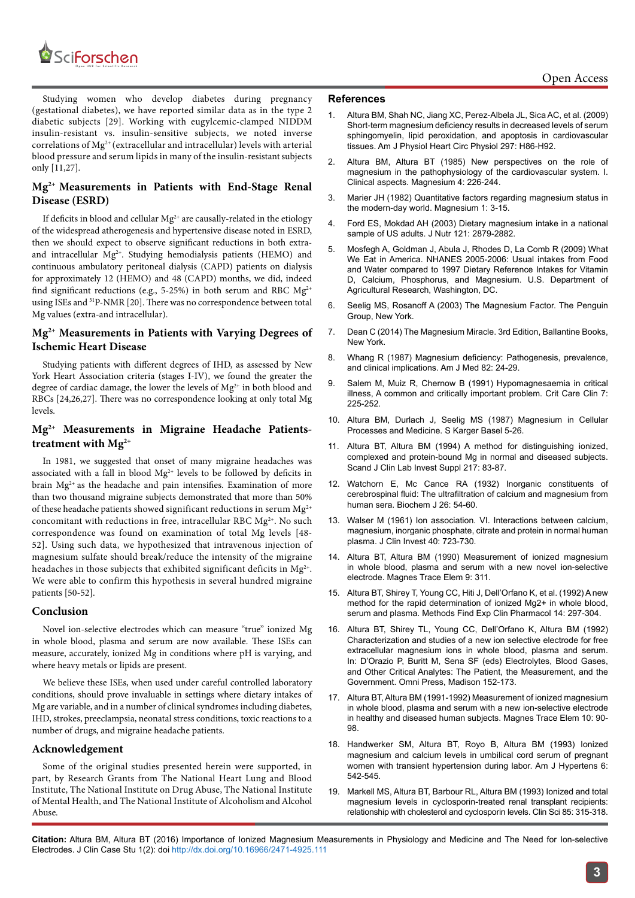Studying women who develop diabetes during pregnancy (gestational diabetes), we have reported similar data as in the type 2 diabetic subjects [29]. Working with eugylcemic-clamped NIDDM insulin-resistant vs. insulin-sensitive subjects, we noted inverse correlations of $Mg^{2+}$ (extracellular and intracellular) levels with arterial blood pressure and serum lipids in many of the insulin-resistant subjects only [11,27].

## $Mg^{2+}$ Measurements in Patients with End-Stage Renal Disease (ESRD)

If deficits in blood and cellular $Mg^{2+}$ are causally-related in the etiology of the widespread atherogenesis and hypertensive disease noted in ESRD, then we should expect to observe significant reductions in both extra- and intracellular $Mg^{2+}$. Studying hemodialysis patients (HEMO) and continuous ambulatory peritoneal dialysis (CAPD) patients on dialysis for approximately 12 (HEMO) and 48 (CAPD) months, we did, indeed find significant reductions (e.g., 5-25%) in both serum and RBC $Mg^{2+}$ using ISEs and $^{31}$P-NMR [20]. There was no correspondence between total Mg values (extra-and intracellular).

## $Mg^{2+}$ Measurements in Patients with Varying Degrees of Ischemic Heart Disease

Studying patients with different degrees of IHD, as assessed by New York Heart Association criteria (stages I-IV), we found the greater the degree of cardiac damage, the lower the levels of $Mg^{2+}$ in both blood and RBCs [24,26,27]. There was no correspondence looking at only total Mg levels.

## $Mg^{2+}$ Measurements in Migraine Headache Patients-treatment with $Mg^{2+}$

In 1981, we suggested that onset of many migraine headaches was associated with a fall in blood $Mg^{2+}$ levels to be followed by deficits in brain $Mg^{2+}$ as the headache and pain intensifies. Examination of more than two thousand migraine subjects demonstrated that more than 50% of these headache patients showed significant reductions in serum $Mg^{2+}$ concomitant with reductions in free, intracellular RBC $Mg^{2+}$. No such correspondence was found on examination of total Mg levels [48-52]. Using such data, we hypothesized that intravenous injection of magnesium sulfate should break/reduce the intensity of the migraine headaches in those subjects that exhibited significant deficits in $Mg^{2+}$. We were able to confirm this hypothesis in several hundred migraine patients [50-52].

## Conclusion

Novel ion-selective electrodes which can measure "true" ionized Mg in whole blood, plasma and serum are now available. These ISEs can measure, accurately, ionized Mg in conditions where pH is varying, and where heavy metals or lipids are present.

We believe these ISEs, when used under careful controlled laboratory conditions, should prove invaluable in settings where dietary intakes of Mg are variable, and in a number of clinical syndromes including diabetes, IHD, strokes, preeclampsia, neonatal stress conditions, toxic reactions to a number of drugs, and migraine headache patients.

## Acknowledgement

Some of the original studies presented herein were supported, in part, by Research Grants from The National Heart Lung and Blood Institute, The National Institute on Drug Abuse, The National Institute of Mental Health, and The National Institute of Alcoholism and Alcohol Abuse.

## References

1. Altura BM, Shah NC, Jiang XC, Perez-Albela JL, Sica AC, et al. (2009) Short-term magnesium deficiency results in decreased levels of serum sphingomyelin, lipid peroxidation, and apoptosis in cardiovascular tissues. Am J Physiol Heart Circ Physiol 297: H86-H92.
2. Altura BM, Altura BT (1985) New perspectives on the role of magnesium in the pathophysiology of the cardiovascular system. I. Clinical aspects. Magnesium 4: 226-244.
3. Marier JH (1982) Quantitative factors regarding magnesium status in the modern-day world. Magnesium 1: 3-15.
4. Ford ES, Mokdad AH (2003) Dietary magnesium intake in a national sample of US adults. J Nutr 121: 2879-2882.
5. Mosfegh A, Goldman J, Abula J, Rhodes D, La Comb R (2009) What We Eat in America. NHANES 2005-2006: Usual intakes from Food and Water compared to 1997 Dietary Reference Intakes for Vitamin D, Calcium, Phosphorus, and Magnesium. U.S. Department of Agricultural Research, Washington, DC.
6. Seelig MS, Rosanoff A (2003) The Magnesium Factor. The Penguin Group, New York.
7. Dean C (2014) The Magnesium Miracle. 3rd Edition, Ballantine Books, New York.
8. Whang R (1987) Magnesium deficiency: Pathogenesis, prevalence, and clinical implications. Am J Med 82: 24-29.
9. Salem M, Muiz R, Chernow B (1991) Hypomagnesaemia in critical illness, A common and critically important problem. Crit Care Clin 7: 225-252.
10. Altura BM, Durlach J, Seelig MS (1987) Magnesium in Cellular Processes and Medicine. S Karger Basel 5-26.
11. Altura BT, Altura BM (1994) A method for distinguishing ionized, complexed and protein-bound Mg in normal and diseased subjects. Scand J Clin Lab Invest Suppl 217: 83-87.
12. Watchorn E, Mc Cance RA (1932) Inorganic constituents of cerebrospinal fluid: The ultrafiltration of calcium and magnesium from human sera. Biochem J 26: 54-60.
13. Walser M (1961) Ion association. VI. Interactions between calcium, magnesium, inorganic phosphate, citrate and protein in normal human plasma. J Clin Invest 40: 723-730.
14. Altura BT, Altura BM (1990) Measurement of ionized magnesium in whole blood, plasma and serum with a new novel ion-selective electrode. Magnes Trace Elem 9: 311.
15. Altura BT, Shirey T, Young CC, Hiti J, Dell'Orfano K, et al. (1992) A new method for the rapid determination of ionized Mg2+ in whole blood, serum and plasma. Methods Find Exp Clin Pharmacol 14: 297-304.
16. Altura BT, Shirey TL, Young CC, Dell'Orfano K, Altura BM (1992) Characterization and studies of a new ion selective electrode for free extracellular magnesium ions in whole blood, plasma and serum. In: D'Orazio P, Buritt M, Sena SF (eds) Electrolytes, Blood Gases, and Other Critical Analytes: The Patient, the Measurement, and the Government. Omni Press, Madison 152-173.
17. Altura BT, Altura BM (1991-1992) Measurement of ionized magnesium in whole blood, plasma and serum with a new ion-selective electrode in healthy and diseased human subjects. Magnes Trace Elem 10: 90-98.
18. Handwerker SM, Altura BT, Royo B, Altura BM (1993) Ionized magnesium and calcium levels in umbilical cord serum of pregnant women with transient hypertension during labor. Am J Hypertens 6: 542-545.
19. Markell MS, Altura BT, Barbour RL, Altura BM (1993) Ionized and total magnesium levels in cyclosporin-treated renal transplant recipients: relationship with cholesterol and cyclosporin levels. Clin Sci 85: 315-318.

**Citation:** Altura BM, Altura BT (2016) Importance of Ionized Magnesium Measurements in Physiology and Medicine and The Need for Ion-selective Electrodes. J Clin Case Stu 1(2): doi http://dx.doi.org/10.16966/2471-4925.111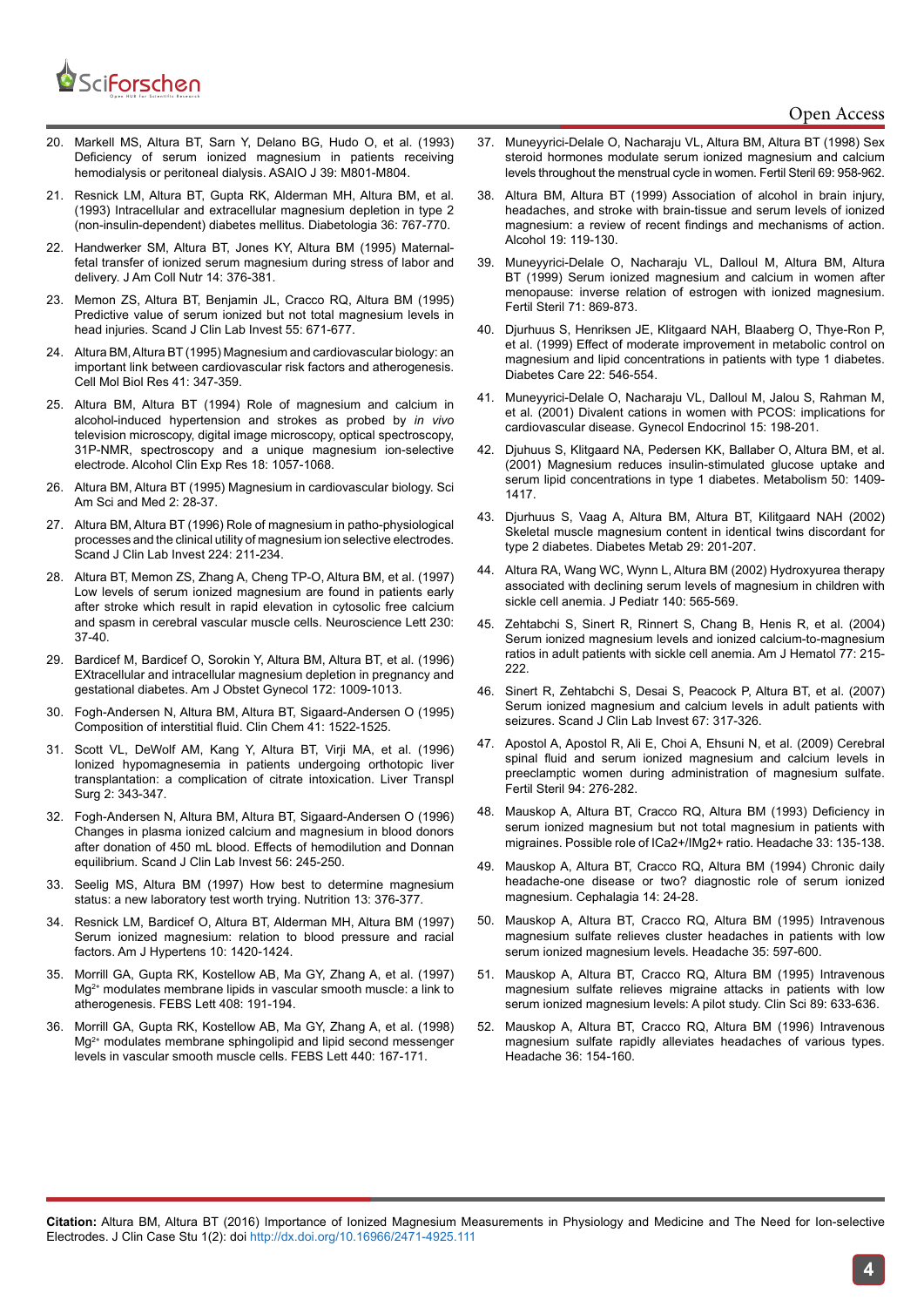20. Markell MS, Altura BT, Sarn Y, Delano BG, Hudo O, et al. (1993) Deficiency of serum ionized magnesium in patients receiving hemodialysis or peritoneal dialysis. ASAIO J 39: M801-M804.
21. Resnick LM, Altura BT, Gupta RK, Alderman MH, Altura BM, et al. (1993) Intracellular and extracellular magnesium depletion in type 2 (non-insulin-dependent) diabetes mellitus. Diabetologia 36: 767-770.
22. Handwerker SM, Altura BT, Jones KY, Altura BM (1995) Maternal-fetal transfer of ionized serum magnesium during stress of labor and delivery. J Am Coll Nutr 14: 376-381.
23. Memon ZS, Altura BT, Benjamin JL, Cracco RQ, Altura BM (1995) Predictive value of serum ionized but not total magnesium levels in head injuries. Scand J Clin Lab Invest 55: 671-677.
24. Altura BM, Altura BT (1995) Magnesium and cardiovascular biology: an important link between cardiovascular risk factors and atherogenesis. Cell Mol Biol Res 41: 347-359.
25. Altura BM, Altura BT (1994) Role of magnesium and calcium in alcohol-induced hypertension and strokes as probed by *in vivo* television microscopy, digital image microscopy, optical spectroscopy, 31P-NMR, spectroscopy and a unique magnesium ion-selective electrode. Alcohol Clin Exp Res 18: 1057-1068.
26. Altura BM, Altura BT (1995) Magnesium in cardiovascular biology. Sci Am Sci and Med 2: 28-37.
27. Altura BM, Altura BT (1996) Role of magnesium in patho-physiological processes and the clinical utility of magnesium ion selective electrodes. Scand J Clin Lab Invest 224: 211-234.
28. Altura BT, Memon ZS, Zhang A, Cheng TP-O, Altura BM, et al. (1997) Low levels of serum ionized magnesium are found in patients early after stroke which result in rapid elevation in cytosolic free calcium and spasm in cerebral vascular muscle cells. Neuroscience Lett 230: 37-40.
29. Bardicef M, Bardicef O, Sorokin Y, Altura BM, Altura BT, et al. (1996) EXtracellular and intracellular magnesium depletion in pregnancy and gestational diabetes. Am J Obstet Gynecol 172: 1009-1013.
30. Fogh-Andersen N, Altura BM, Altura BT, Sigaard-Andersen O (1995) Composition of interstitial fluid. Clin Chem 41: 1522-1525.
31. Scott VL, DeWolf AM, Kang Y, Altura BT, Virji MA, et al. (1996) Ionized hypomagnesemia in patients undergoing orthotopic liver transplantation: a complication of citrate intoxication. Liver Transpl Surg 2: 343-347.
32. Fogh-Andersen N, Altura BM, Altura BT, Sigaard-Andersen O (1996) Changes in plasma ionized calcium and magnesium in blood donors after donation of 450 mL blood. Effects of hemodilution and Donnan equilibrium. Scand J Clin Lab Invest 56: 245-250.
33. Seelig MS, Altura BM (1997) How best to determine magnesium status: a new laboratory test worth trying. Nutrition 13: 376-377.
34. Resnick LM, Bardicef O, Altura BT, Alderman MH, Altura BM (1997) Serum ionized magnesium: relation to blood pressure and racial factors. Am J Hypertens 10: 1420-1424.
35. Morrill GA, Gupta RK, Kostellow AB, Ma GY, Zhang A, et al. (1997) $Mg^{2+}$ modulates membrane lipids in vascular smooth muscle: a link to atherogenesis. FEBS Lett 408: 191-194.
36. Morrill GA, Gupta RK, Kostellow AB, Ma GY, Zhang A, et al. (1998) $Mg^{2+}$ modulates membrane sphingolipid and lipid second messenger levels in vascular smooth muscle cells. FEBS Lett 440: 167-171.
37. Muneyyrici-Delale O, Nacharaju VL, Altura BM, Altura BT (1998) Sex steroid hormones modulate serum ionized magnesium and calcium levels throughout the menstrual cycle in women. Fertil Steril 69: 958-962.
38. Altura BM, Altura BT (1999) Association of alcohol in brain injury, headaches, and stroke with brain-tissue and serum levels of ionized magnesium: a review of recent findings and mechanisms of action. Alcohol 19: 119-130.
39. Muneyyrici-Delale O, Nacharaju VL, Dalloul M, Altura BM, Altura BT (1999) Serum ionized magnesium and calcium in women after menopause: inverse relation of estrogen with ionized magnesium. Fertil Steril 71: 869-873.
40. Djurhuus S, Henriksen JE, Klitgaard NAH, Blaaberg O, Thye-Ron P, et al. (1999) Effect of moderate improvement in metabolic control on magnesium and lipid concentrations in patients with type 1 diabetes. Diabetes Care 22: 546-554.
41. Muneyyrici-Delale O, Nacharaju VL, Dalloul M, Jalou S, Rahman M, et al. (2001) Divalent cations in women with PCOS: implications for cardiovascular disease. Gynecol Endocrinol 15: 198-201.
42. Djuhuus S, Klitgaard NA, Pedersen KK, Ballaber O, Altura BM, et al. (2001) Magnesium reduces insulin-stimulated glucose uptake and serum lipid concentrations in type 1 diabetes. Metabolism 50: 1409-1417.
43. Djurhuus S, Vaag A, Altura BM, Altura BT, Kilitgaard NAH (2002) Skeletal muscle magnesium content in identical twins discordant for type 2 diabetes. Diabetes Metab 29: 201-207.
44. Altura RA, Wang WC, Wynn L, Altura BM (2002) Hydroxyurea therapy associated with declining serum levels of magnesium in children with sickle cell anemia. J Pediatr 140: 565-569.
45. Zehtabchi S, Sinert R, Rinnert S, Chang B, Henis R, et al. (2004) Serum ionized magnesium levels and ionized calcium-to-magnesium ratios in adult patients with sickle cell anemia. Am J Hematol 77: 215-222.
46. Sinert R, Zehtabchi S, Desai S, Peacock P, Altura BT, et al. (2007) Serum ionized magnesium and calcium levels in adult patients with seizures. Scand J Clin Lab Invest 67: 317-326.
47. Apostol A, Apostol R, Ali E, Choi A, Ehsuni N, et al. (2009) Cerebral spinal fluid and serum ionized magnesium and calcium levels in preeclamptic women during administration of magnesium sulfate. Fertil Steril 94: 276-282.
48. Mauskop A, Altura BT, Cracco RQ, Altura BM (1993) Deficiency in serum ionized magnesium but not total magnesium in patients with migraines. Possible role of ICa2+/IMg2+ ratio. Headache 33: 135-138.
49. Mauskop A, Altura BT, Cracco RQ, Altura BM (1994) Chronic daily headache-one disease or two? diagnostic role of serum ionized magnesium. Cephalagia 14: 24-28.
50. Mauskop A, Altura BT, Cracco RQ, Altura BM (1995) Intravenous magnesium sulfate relieves cluster headaches in patients with low serum ionized magnesium levels. Headache 35: 597-600.
51. Mauskop A, Altura BT, Cracco RQ, Altura BM (1995) Intravenous magnesium sulfate relieves migraine attacks in patients with low serum ionized magnesium levels: A pilot study. Clin Sci 89: 633-636.
52. Mauskop A, Altura BT, Cracco RQ, Altura BM (1996) Intravenous magnesium sulfate rapidly alleviates headaches of various types. Headache 36: 154-160.